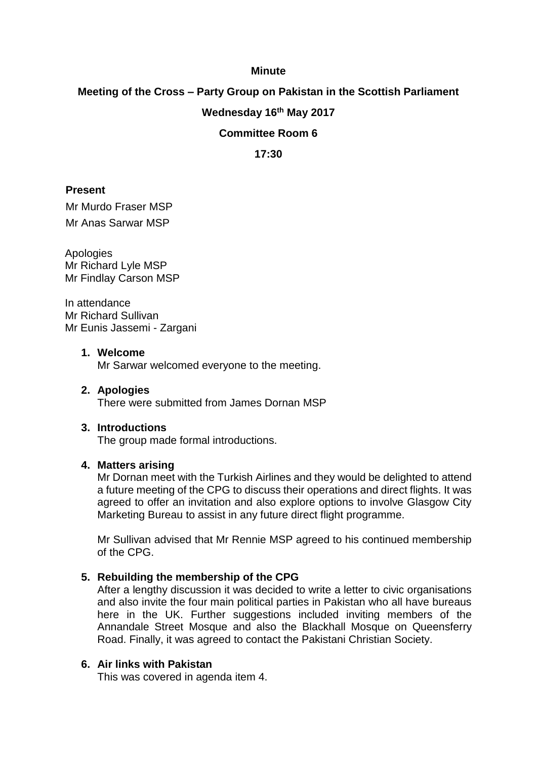**Minute**

**Meeting of the Cross – Party Group on Pakistan in the Scottish Parliament**

**Wednesday 16th May 2017**

**Committee Room 6**

**17:30**

**Present**

Mr Murdo Fraser MSP

Mr Anas Sarwar MSP

Apologies
Mr Richard Lyle MSP
Mr Findlay Carson MSP

In attendance
Mr Richard Sullivan
Mr Eunis Jassemi - Zargani

1. **Welcome**
   Mr Sarwar welcomed everyone to the meeting.

2. **Apologies**
   There were submitted from James Dornan MSP

3. **Introductions**
   The group made formal introductions.

4. **Matters arising**
   Mr Dornan meet with the Turkish Airlines and they would be delighted to attend a future meeting of the CPG to discuss their operations and direct flights. It was agreed to offer an invitation and also explore options to involve Glasgow City Marketing Bureau to assist in any future direct flight programme.

   Mr Sullivan advised that Mr Rennie MSP agreed to his continued membership of the CPG.

5. **Rebuilding the membership of the CPG**
   After a lengthy discussion it was decided to write a letter to civic organisations and also invite the four main political parties in Pakistan who all have bureaus here in the UK. Further suggestions included inviting members of the Annandale Street Mosque and also the Blackhall Mosque on Queensferry Road. Finally, it was agreed to contact the Pakistani Christian Society.

6. **Air links with Pakistan**
   This was covered in agenda item 4.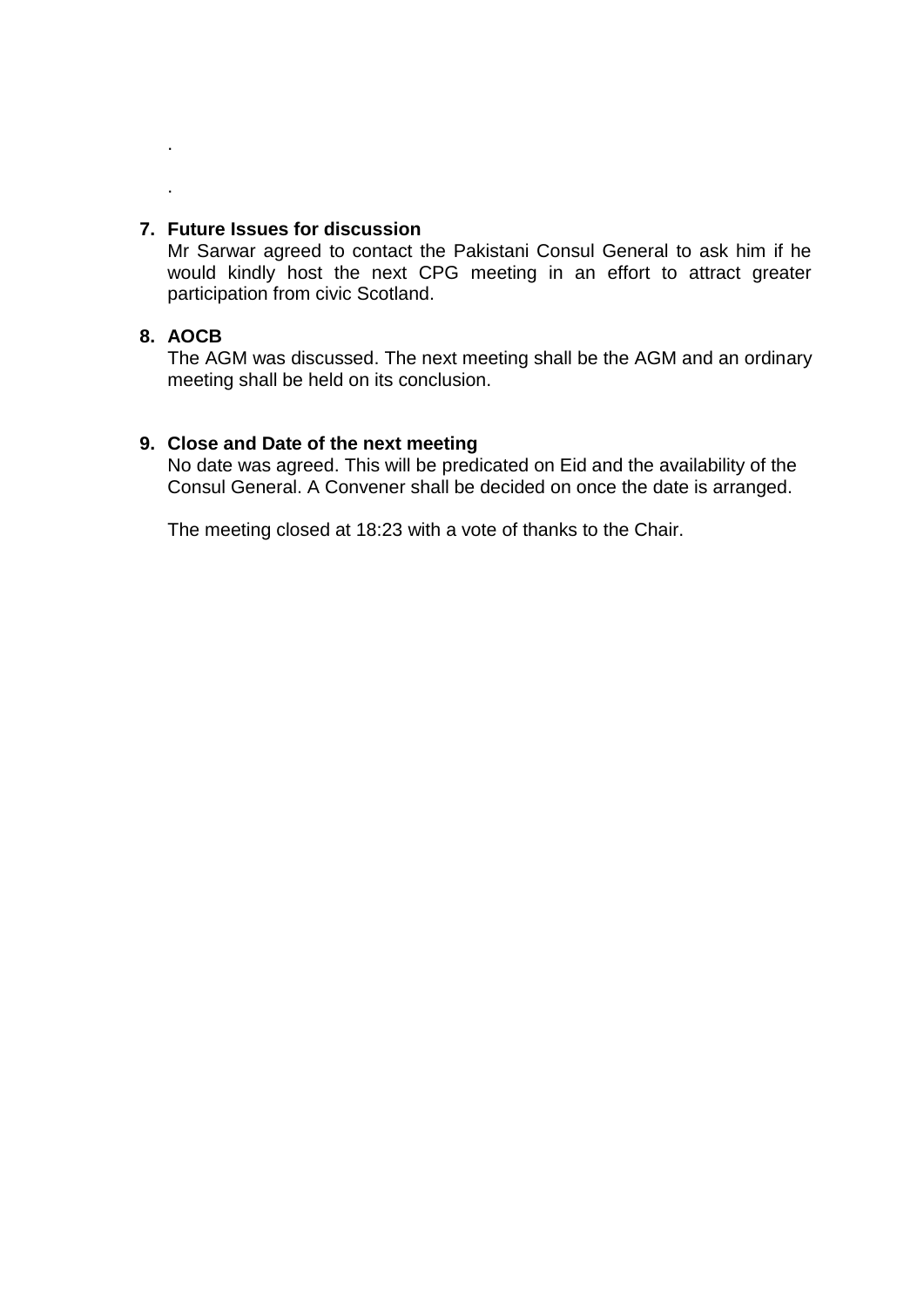.

.

7. **Future Issues for discussion**
   Mr Sarwar agreed to contact the Pakistani Consul General to ask him if he would kindly host the next CPG meeting in an effort to attract greater participation from civic Scotland.

8. **AOCB**
   The AGM was discussed. The next meeting shall be the AGM and an ordinary meeting shall be held on its conclusion.

9. **Close and Date of the next meeting**
   No date was agreed. This will be predicated on Eid and the availability of the Consul General. A Convener shall be decided on once the date is arranged.

   The meeting closed at 18:23 with a vote of thanks to the Chair.